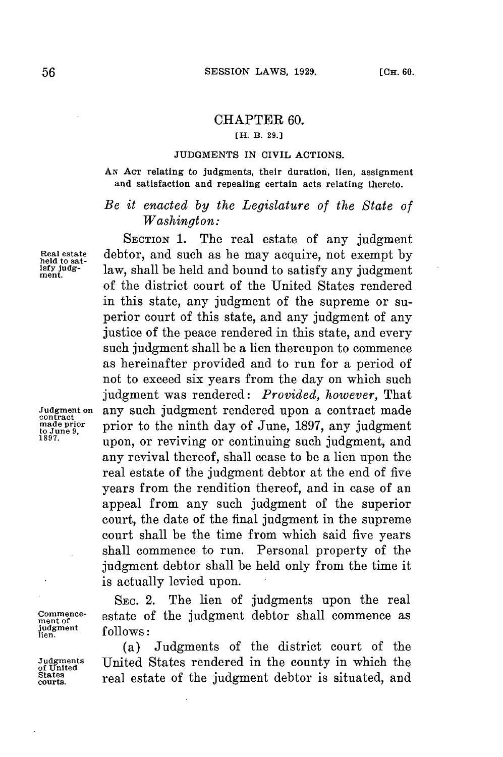# CHAPTER 60.

[H. B. 29.]

## JUDGMENTS IN CIVIL ACTIONS.

AN ACT relating to judgments, their duration, lien, assignment and satisfaction and repealing certain acts relating thereto.

*Be it enacted by the Legislature of the State of Washington:*

SECTION 1. The real estate of any judgment debtor, and such as he may acquire, not exempt by law, shall be held and bound to satisfy any judgment of the district court of the United States rendered in this state, any judgment of the supreme or superior court of this state, and any judgment of any justice of the peace rendered in this state, and every such judgment shall be a lien thereupon to commence as hereinafter provided and to run for a period of not to exceed six years from the day on which such judgment was rendered: *Provided, however,* That any such judgment rendered upon a contract made prior to the ninth day of June, 1897, any judgment upon, or reviving or continuing such judgment, and any revival thereof, shall cease to be a lien upon the real estate of the judgment debtor at the end of five years from the rendition thereof, and in case of an appeal from any such judgment of the superior court, the date of the final judgment in the supreme court shall be the time from which said five years shall commence to run. Personal property of the judgment debtor shall be held only from the time it is actually levied upon.

SEC. 2. The lien of judgments upon the real estate of the judgment debtor shall commence as follows:

(a) Judgments of the district court of the United States rendered in the county in which the real estate of the judgment debtor is situated, and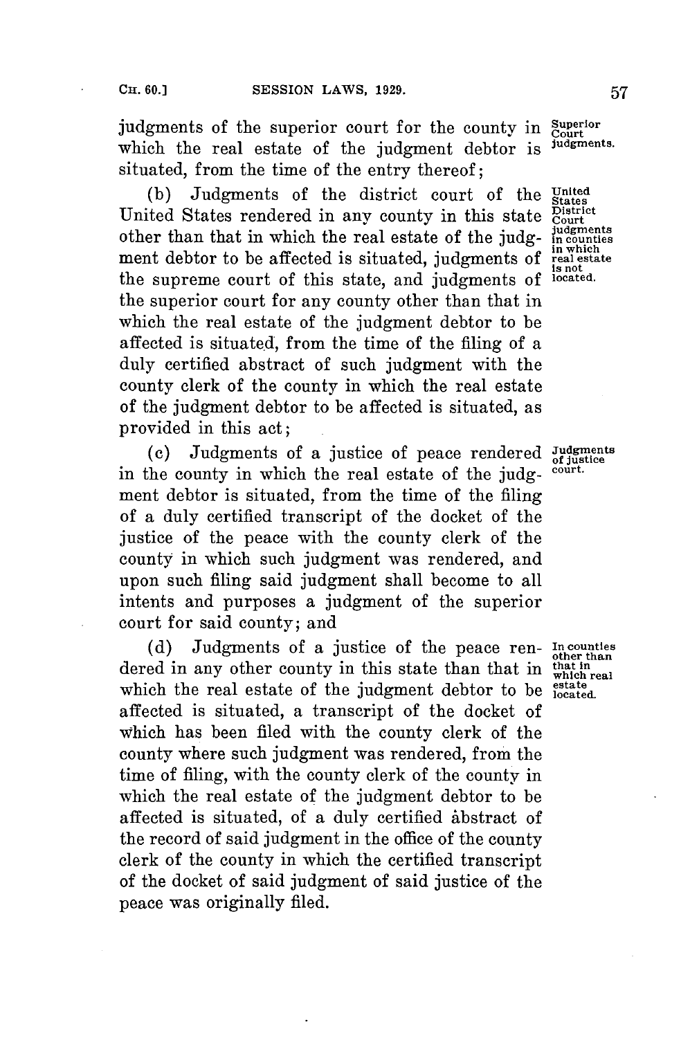judgments of the superior court for the county in which the real estate of the judgment debtor is situated, from the time of the entry thereof;

Superior Court judgments.

(b) Judgments of the district court of the United States rendered in any county in this state other than that in which the real estate of the judgment debtor to be affected is situated, judgments of the supreme court of this state, and judgments of the superior court for any county other than that in which the real estate of the judgment debtor to be affected is situated, from the time of the filing of a duly certified abstract of such judgment with the county clerk of the county in which the real estate of the judgment debtor to be affected is situated, as provided in this act;

United States District Court judgments in counties in which real estate is not located.

(c) Judgments of a justice of peace rendered in the county in which the real estate of the judgment debtor is situated, from the time of the filing of a duly certified transcript of the docket of the justice of the peace with the county clerk of the county in which such judgment was rendered, and upon such filing said judgment shall become to all intents and purposes a judgment of the superior court for said county; and

Judgments of justice court.

(d) Judgments of a justice of the peace rendered in any other county in this state than that in which the real estate of the judgment debtor to be affected is situated, a transcript of the docket of which has been filed with the county clerk of the county where such judgment was rendered, from the time of filing, with the county clerk of the county in which the real estate of the judgment debtor to be affected is situated, of a duly certified abstract of the record of said judgment in the office of the county clerk of the county in which the certified transcript of the docket of said judgment of said justice of the peace was originally filed.

In counties other than that in which real estate located.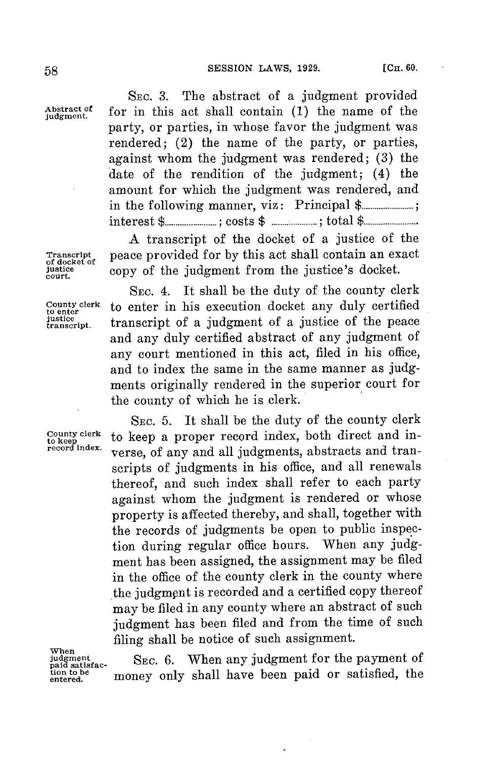SEC. 3. The abstract of a judgment provided for in this act shall contain (1) the name of the party, or parties, in whose favor the judgment was rendered; (2) the name of the party, or parties, against whom the judgment was rendered; (3) the date of the rendition of the judgment; (4) the amount for which the judgment was rendered, and in the following manner, viz: Principal $..........; interest $..........; costs $ ..........; total $..........

Abstract of judgment.

A transcript of the docket of a justice of the peace provided for by this act shall contain an exact copy of the judgment from the justice's docket.

Transcript of docket of justice court.

SEC. 4. It shall be the duty of the county clerk to enter in his execution docket any duly certified transcript of a judgment of a justice of the peace and any duly certified abstract of any judgment of any court mentioned in this act, filed in his office, and to index the same in the same manner as judgments originally rendered in the superior court for the county of which he is clerk.

County clerk to enter justice transcript.

SEC. 5. It shall be the duty of the county clerk to keep a proper record index, both direct and inverse, of any and all judgments, abstracts and transcripts of judgments in his office, and all renewals thereof, and such index shall refer to each party against whom the judgment is rendered or whose property is affected thereby, and shall, together with the records of judgments be open to public inspection during regular office hours. When any judgment has been assigned, the assignment may be filed in the office of the county clerk in the county where the judgment is recorded and a certified copy thereof may be filed in any county where an abstract of such judgment has been filed and from the time of such filing shall be notice of such assignment.

County clerk to keep record index.

SEC. 6. When any judgment for the payment of money only shall have been paid or satisfied, the

When judgment paid satisfaction to be entered.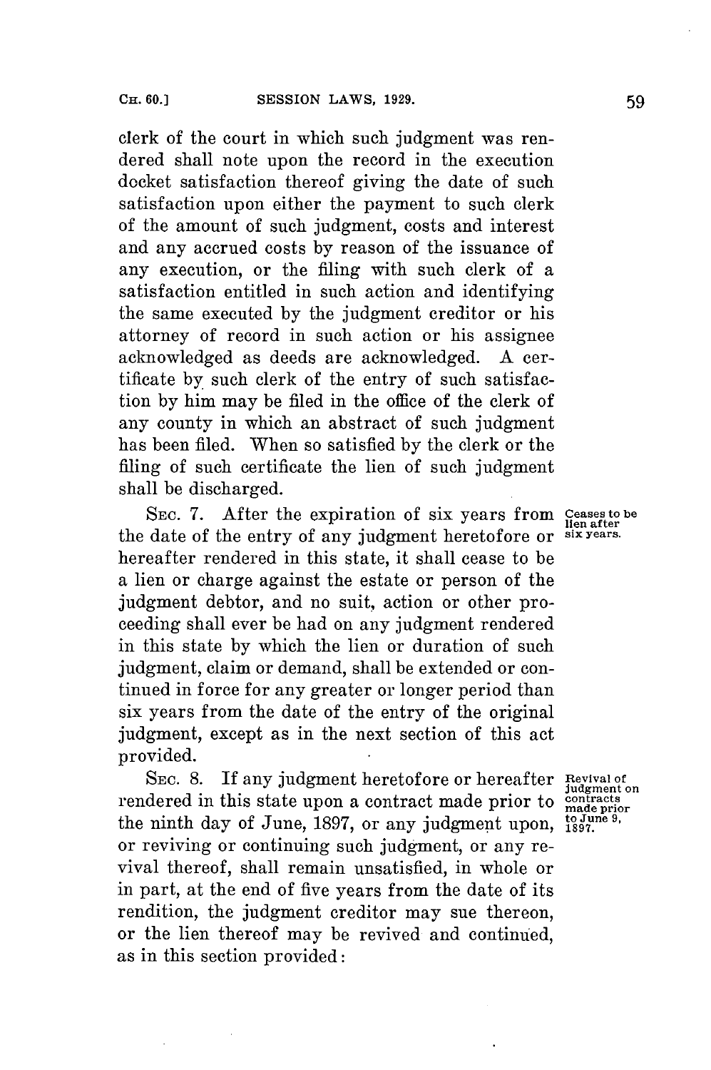clerk of the court in which such judgment was rendered shall note upon the record in the execution docket satisfaction thereof giving the date of such satisfaction upon either the payment to such clerk of the amount of such judgment, costs and interest and any accrued costs by reason of the issuance of any execution, or the filing with such clerk of a satisfaction entitled in such action and identifying the same executed by the judgment creditor or his attorney of record in such action or his assignee acknowledged as deeds are acknowledged. A certificate by such clerk of the entry of such satisfaction by him may be filed in the office of the clerk of any county in which an abstract of such judgment has been filed. When so satisfied by the clerk or the filing of such certificate the lien of such judgment shall be discharged.

*Ceases to be lien after six years.*

SEC. 7. After the expiration of six years from the date of the entry of any judgment heretofore or hereafter rendered in this state, it shall cease to be a lien or charge against the estate or person of the judgment debtor, and no suit, action or other proceeding shall ever be had on any judgment rendered in this state by which the lien or duration of such judgment, claim or demand, shall be extended or continued in force for any greater or longer period than six years from the date of the entry of the original judgment, except as in the next section of this act provided.

*Revival of judgment on contracts made prior to June 9, 1897.*

SEC. 8. If any judgment heretofore or hereafter rendered in this state upon a contract made prior to the ninth day of June, 1897, or any judgment upon, or reviving or continuing such judgment, or any revival thereof, shall remain unsatisfied, in whole or in part, at the end of five years from the date of its rendition, the judgment creditor may sue thereon, or the lien thereof may be revived and continued, as in this section provided: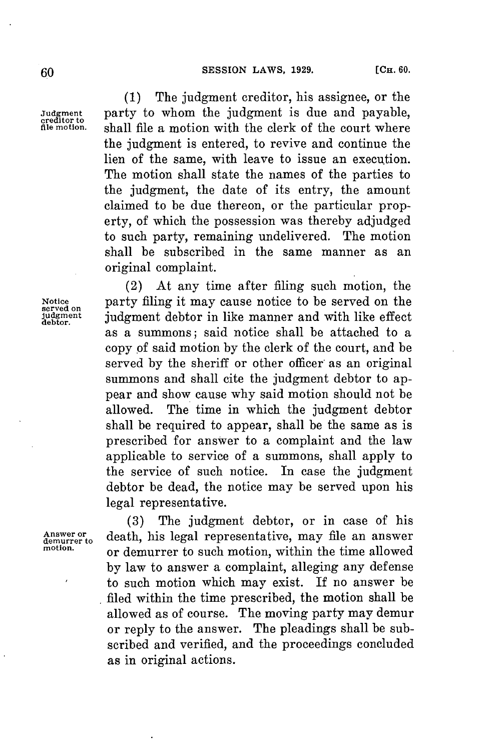(1) The judgment creditor, his assignee, or the party to whom the judgment is due and payable, shall file a motion with the clerk of the court where the judgment is entered, to revive and continue the lien of the same, with leave to issue an execution. The motion shall state the names of the parties to the judgment, the date of its entry, the amount claimed to be due thereon, or the particular property, of which the possession was thereby adjudged to such party, remaining undelivered. The motion shall be subscribed in the same manner as an original complaint.

Judgment creditor to file motion.

(2) At any time after filing such motion, the party filing it may cause notice to be served on the judgment debtor in like manner and with like effect as a summons; said notice shall be attached to a copy of said motion by the clerk of the court, and be served by the sheriff or other officer as an original summons and shall cite the judgment debtor to appear and show cause why said motion should not be allowed. The time in which the judgment debtor shall be required to appear, shall be the same as is prescribed for answer to a complaint and the law applicable to service of a summons, shall apply to the service of such notice. In case the judgment debtor be dead, the notice may be served upon his legal representative.

Notice served on judgment debtor.

(3) The judgment debtor, or in case of his death, his legal representative, may file an answer or demurrer to such motion, within the time allowed by law to answer a complaint, alleging any defense to such motion which may exist. If no answer be filed within the time prescribed, the motion shall be allowed as of course. The moving party may demur or reply to the answer. The pleadings shall be subscribed and verified, and the proceedings concluded as in original actions.

Answer or demurrer to motion.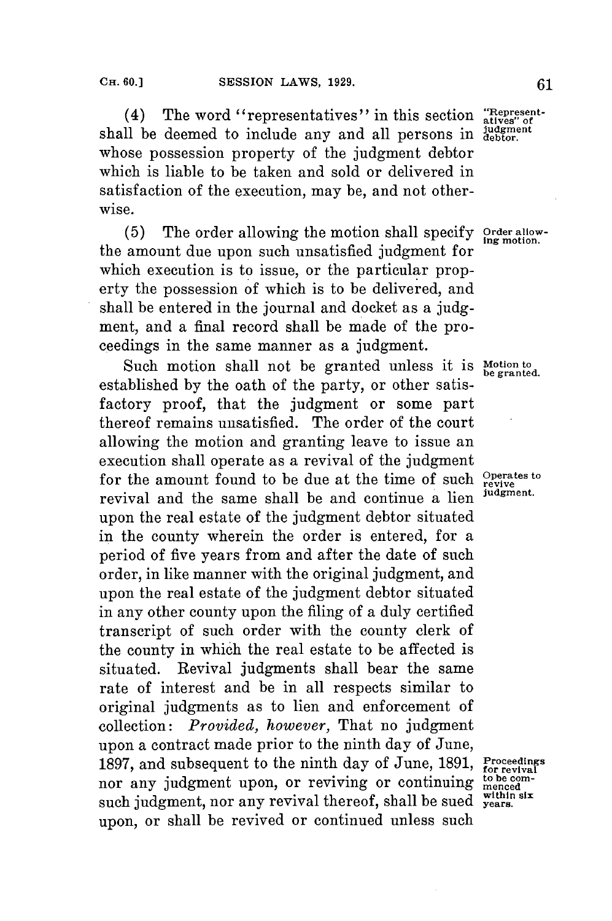(4) The word "representatives" in this section shall be deemed to include any and all persons in whose possession property of the judgment debtor which is liable to be taken and sold or delivered in satisfaction of the execution, may be, and not otherwise.

"Representatives" of judgment debtor.

(5) The order allowing the motion shall specify the amount due upon such unsatisfied judgment for which execution is to issue, or the particular property the possession of which is to be delivered, and shall be entered in the journal and docket as a judgment, and a final record shall be made of the proceedings in the same manner as a judgment.

Order allowing motion.

Such motion shall not be granted unless it is established by the oath of the party, or other satisfactory proof, that the judgment or some part thereof remains unsatisfied. The order of the court allowing the motion and granting leave to issue an execution shall operate as a revival of the judgment for the amount found to be due at the time of such revival and the same shall be and continue a lien upon the real estate of the judgment debtor situated in the county wherein the order is entered, for a period of five years from and after the date of such order, in like manner with the original judgment, and upon the real estate of the judgment debtor situated in any other county upon the filing of a duly certified transcript of such order with the county clerk of the county in which the real estate to be affected is situated. Revival judgments shall bear the same rate of interest and be in all respects similar to original judgments as to lien and enforcement of collection: *Provided, however,* That no judgment upon a contract made prior to the ninth day of June, 1897, and subsequent to the ninth day of June, 1891, nor any judgment upon, or reviving or continuing such judgment, nor any revival thereof, shall be sued upon, or shall be revived or continued unless such

Motion to be granted.

Operates to revive judgment.

Proceedings for revival to be commenced within six years.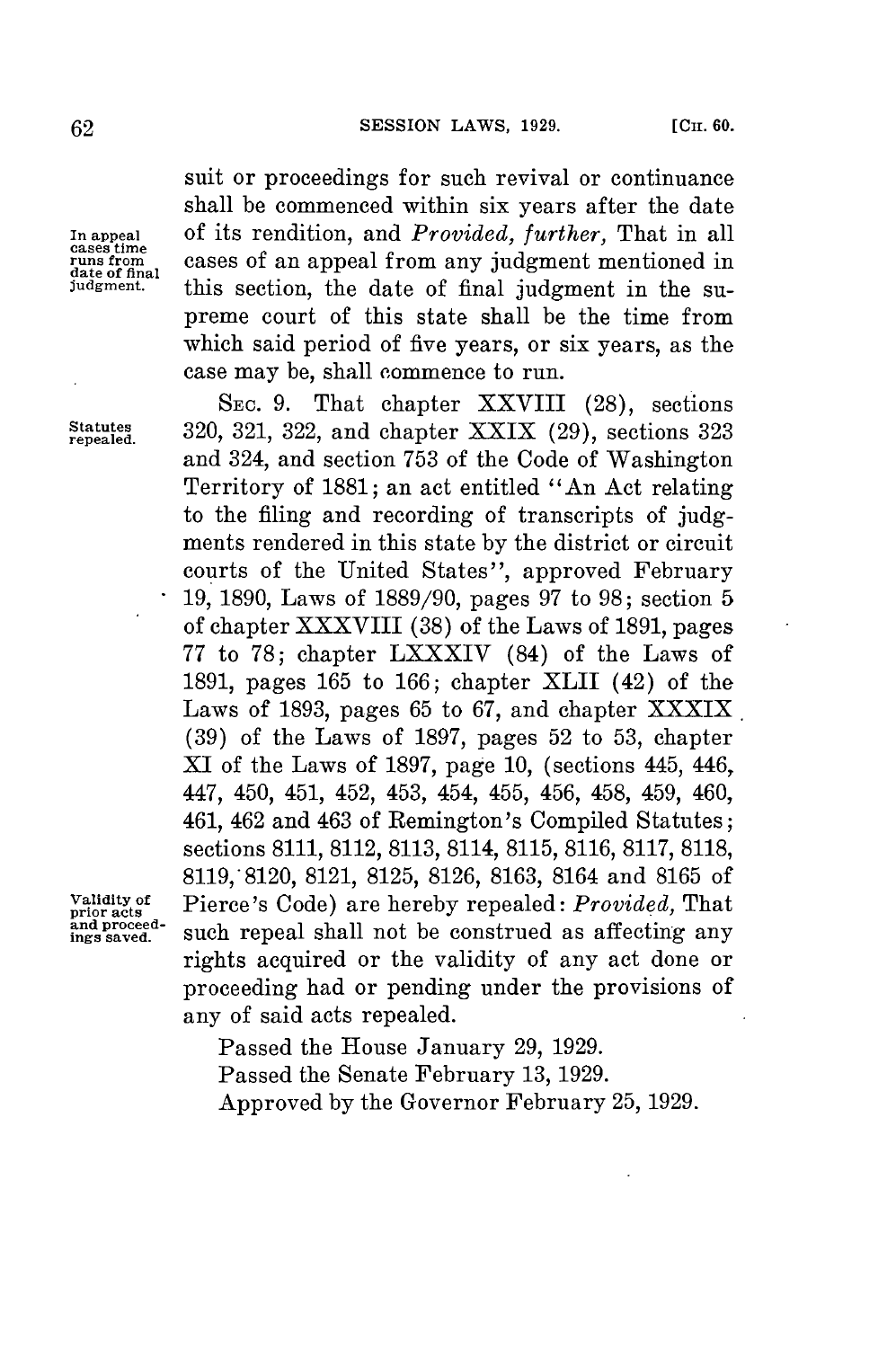suit or proceedings for such revival or continuance shall be commenced within six years after the date of its rendition, and *Provided, further,* That in all cases of an appeal from any judgment mentioned in this section, the date of final judgment in the supreme court of this state shall be the time from which said period of five years, or six years, as the case may be, shall commence to run.

In appeal cases time runs from date of final judgment.

SEC. 9. That chapter XXVIII (28), sections 320, 321, 322, and chapter XXIX (29), sections 323 and 324, and section 753 of the Code of Washington Territory of 1881; an act entitled "An Act relating to the filing and recording of transcripts of judgments rendered in this state by the district or circuit courts of the United States", approved February 19, 1890, Laws of 1889/90, pages 97 to 98; section 5 of chapter XXXVIII (38) of the Laws of 1891, pages 77 to 78; chapter LXXXIV (84) of the Laws of 1891, pages 165 to 166; chapter XLII (42) of the Laws of 1893, pages 65 to 67, and chapter XXXIX (39) of the Laws of 1897, pages 52 to 53, chapter XI of the Laws of 1897, page 10, (sections 445, 446, 447, 450, 451, 452, 453, 454, 455, 456, 458, 459, 460, 461, 462 and 463 of Remington's Compiled Statutes; sections 8111, 8112, 8113, 8114, 8115, 8116, 8117, 8118, 8119, 8120, 8121, 8125, 8126, 8163, 8164 and 8165 of Pierce's Code) are hereby repealed: *Provided,* That such repeal shall not be construed as affecting any rights acquired or the validity of any act done or proceeding had or pending under the provisions of any of said acts repealed.

Statutes repealed.

Validity of prior acts and proceedings saved.

Passed the House January 29, 1929.

Passed the Senate February 13, 1929.

Approved by the Governor February 25, 1929.